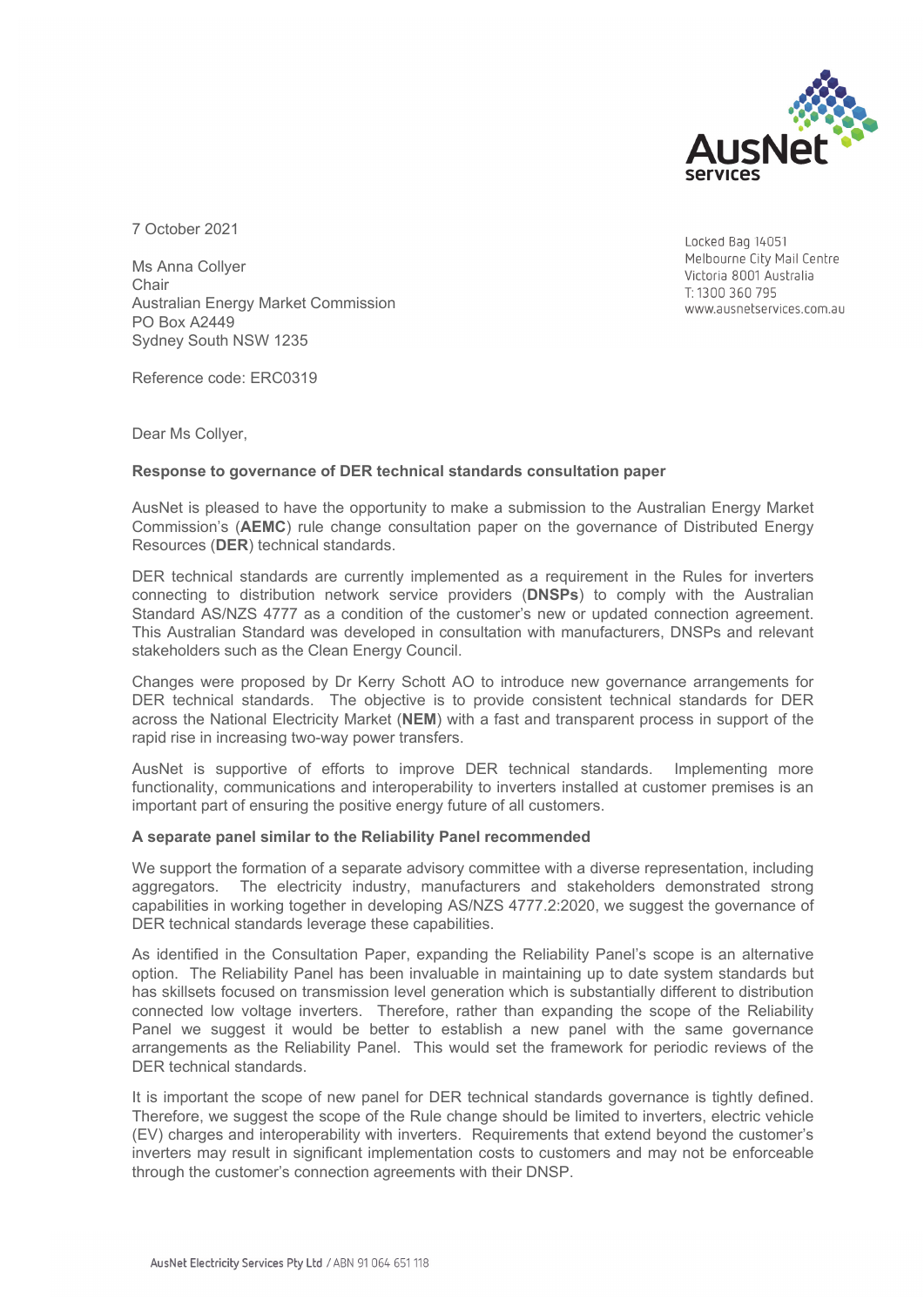7 October 2021

Locked Bag 14051
Melbourne City Mail Centre
Victoria 8001 Australia
T: 1300 360 795
www.ausnetservices.com.au

Ms Anna Collyer
Chair
Australian Energy Market Commission
PO Box A2449
Sydney South NSW 1235

Reference code: ERC0319

Dear Ms Collyer,

**Response to governance of DER technical standards consultation paper**

AusNet is pleased to have the opportunity to make a submission to the Australian Energy Market Commission's (**AEMC**) rule change consultation paper on the governance of Distributed Energy Resources (**DER**) technical standards.

DER technical standards are currently implemented as a requirement in the Rules for inverters connecting to distribution network service providers (**DNSPs**) to comply with the Australian Standard AS/NZS 4777 as a condition of the customer's new or updated connection agreement. This Australian Standard was developed in consultation with manufacturers, DNSPs and relevant stakeholders such as the Clean Energy Council.

Changes were proposed by Dr Kerry Schott AO to introduce new governance arrangements for DER technical standards. The objective is to provide consistent technical standards for DER across the National Electricity Market (**NEM**) with a fast and transparent process in support of the rapid rise in increasing two-way power transfers.

AusNet is supportive of efforts to improve DER technical standards. Implementing more functionality, communications and interoperability to inverters installed at customer premises is an important part of ensuring the positive energy future of all customers.

**A separate panel similar to the Reliability Panel recommended**

We support the formation of a separate advisory committee with a diverse representation, including aggregators. The electricity industry, manufacturers and stakeholders demonstrated strong capabilities in working together in developing AS/NZS 4777.2:2020, we suggest the governance of DER technical standards leverage these capabilities.

As identified in the Consultation Paper, expanding the Reliability Panel's scope is an alternative option. The Reliability Panel has been invaluable in maintaining up to date system standards but has skillsets focused on transmission level generation which is substantially different to distribution connected low voltage inverters. Therefore, rather than expanding the scope of the Reliability Panel we suggest it would be better to establish a new panel with the same governance arrangements as the Reliability Panel. This would set the framework for periodic reviews of the DER technical standards.

It is important the scope of new panel for DER technical standards governance is tightly defined. Therefore, we suggest the scope of the Rule change should be limited to inverters, electric vehicle (EV) charges and interoperability with inverters. Requirements that extend beyond the customer's inverters may result in significant implementation costs to customers and may not be enforceable through the customer's connection agreements with their DNSP.

AusNet Electricity Services Pty Ltd / ABN 91 064 651 118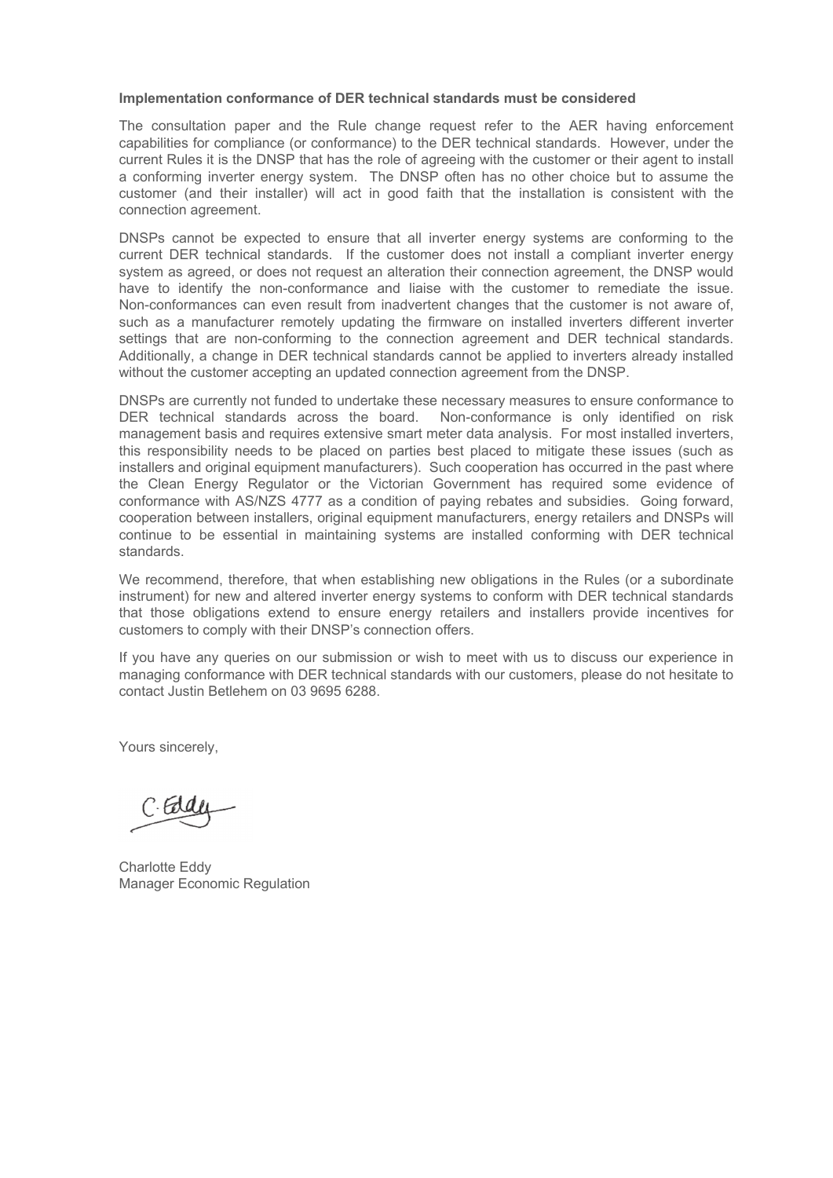**Implementation conformance of DER technical standards must be considered**

The consultation paper and the Rule change request refer to the AER having enforcement capabilities for compliance (or conformance) to the DER technical standards. However, under the current Rules it is the DNSP that has the role of agreeing with the customer or their agent to install a conforming inverter energy system. The DNSP often has no other choice but to assume the customer (and their installer) will act in good faith that the installation is consistent with the connection agreement.

DNSPs cannot be expected to ensure that all inverter energy systems are conforming to the current DER technical standards. If the customer does not install a compliant inverter energy system as agreed, or does not request an alteration their connection agreement, the DNSP would have to identify the non-conformance and liaise with the customer to remediate the issue. Non-conformances can even result from inadvertent changes that the customer is not aware of, such as a manufacturer remotely updating the firmware on installed inverters different inverter settings that are non-conforming to the connection agreement and DER technical standards. Additionally, a change in DER technical standards cannot be applied to inverters already installed without the customer accepting an updated connection agreement from the DNSP.

DNSPs are currently not funded to undertake these necessary measures to ensure conformance to DER technical standards across the board. Non-conformance is only identified on risk management basis and requires extensive smart meter data analysis. For most installed inverters, this responsibility needs to be placed on parties best placed to mitigate these issues (such as installers and original equipment manufacturers). Such cooperation has occurred in the past where the Clean Energy Regulator or the Victorian Government has required some evidence of conformance with AS/NZS 4777 as a condition of paying rebates and subsidies. Going forward, cooperation between installers, original equipment manufacturers, energy retailers and DNSPs will continue to be essential in maintaining systems are installed conforming with DER technical standards.

We recommend, therefore, that when establishing new obligations in the Rules (or a subordinate instrument) for new and altered inverter energy systems to conform with DER technical standards that those obligations extend to ensure energy retailers and installers provide incentives for customers to comply with their DNSP's connection offers.

If you have any queries on our submission or wish to meet with us to discuss our experience in managing conformance with DER technical standards with our customers, please do not hesitate to contact Justin Betlehem on 03 9695 6288.

Yours sincerely,

C. Eddy

Charlotte Eddy
Manager Economic Regulation